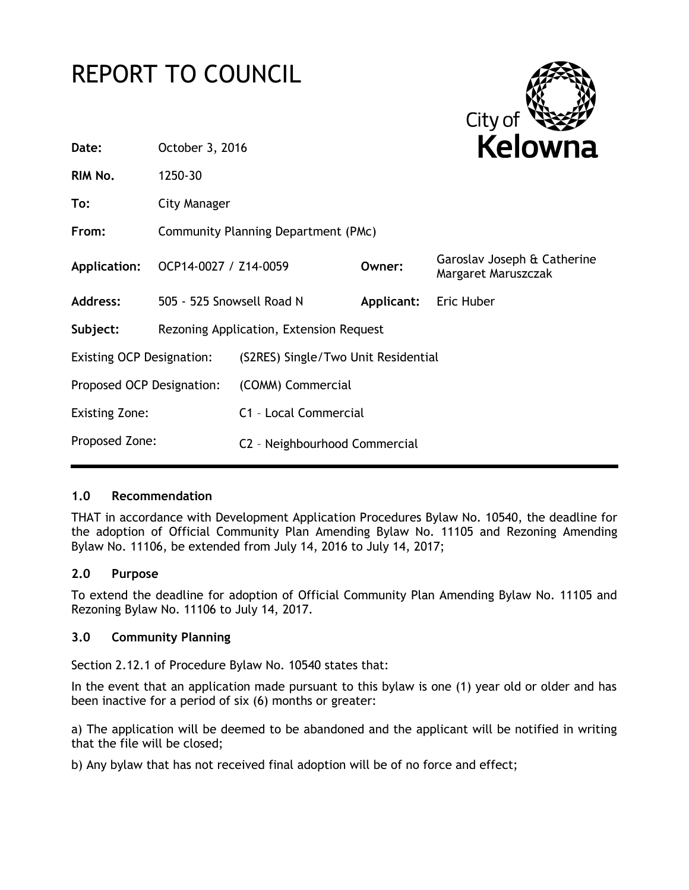# REPORT TO COUNCIL

| | | | |
|---|---|---|---|
| **Date:** | October 3, 2016 | | |
| **RIM No.** | 1250-30 | | |
| **To:** | City Manager | | |
| **From:** | Community Planning Department (PMc) | | |
| **Application:** | OCP14-0027 / Z14-0059 | **Owner:** | Garoslav Joseph & Catherine Margaret Maruszczak |
| **Address:** | 505 - 525 Snowsell Road N | **Applicant:** | Eric Huber |
| **Subject:** | Rezoning Application, Extension Request | | |
| Existing OCP Designation: | (S2RES) Single/Two Unit Residential | | |
| Proposed OCP Designation: | (COMM) Commercial | | |
| Existing Zone: | C1 – Local Commercial | | |
| Proposed Zone: | C2 – Neighbourhood Commercial | | |

## 1.0 Recommendation

THAT in accordance with Development Application Procedures Bylaw No. 10540, the deadline for the adoption of Official Community Plan Amending Bylaw No. 11105 and Rezoning Amending Bylaw No. 11106, be extended from July 14, 2016 to July 14, 2017;

## 2.0 Purpose

To extend the deadline for adoption of Official Community Plan Amending Bylaw No. 11105 and Rezoning Bylaw No. 11106 to July 14, 2017.

## 3.0 Community Planning

Section 2.12.1 of Procedure Bylaw No. 10540 states that:

In the event that an application made pursuant to this bylaw is one (1) year old or older and has been inactive for a period of six (6) months or greater:

a) The application will be deemed to be abandoned and the applicant will be notified in writing that the file will be closed;

b) Any bylaw that has not received final adoption will be of no force and effect;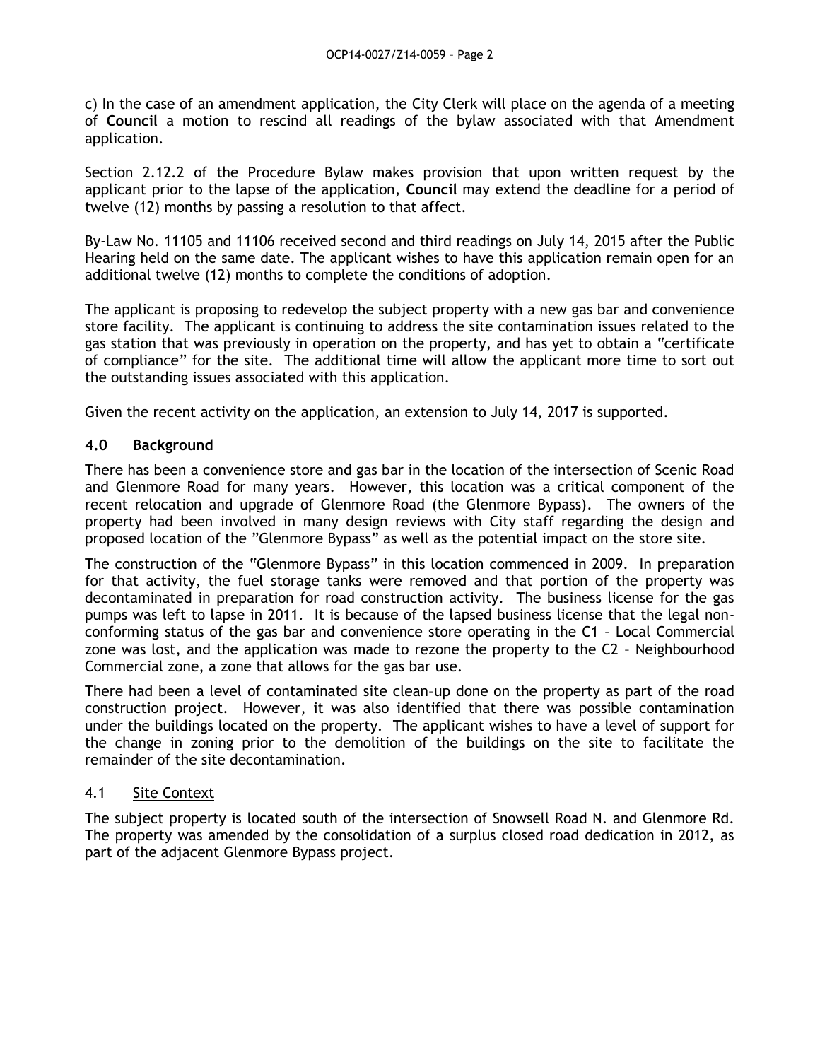c) In the case of an amendment application, the City Clerk will place on the agenda of a meeting of **Council** a motion to rescind all readings of the bylaw associated with that Amendment application.

Section 2.12.2 of the Procedure Bylaw makes provision that upon written request by the applicant prior to the lapse of the application, **Council** may extend the deadline for a period of twelve (12) months by passing a resolution to that affect.

By-Law No. 11105 and 11106 received second and third readings on July 14, 2015 after the Public Hearing held on the same date. The applicant wishes to have this application remain open for an additional twelve (12) months to complete the conditions of adoption.

The applicant is proposing to redevelop the subject property with a new gas bar and convenience store facility. The applicant is continuing to address the site contamination issues related to the gas station that was previously in operation on the property, and has yet to obtain a "certificate of compliance" for the site. The additional time will allow the applicant more time to sort out the outstanding issues associated with this application.

Given the recent activity on the application, an extension to July 14, 2017 is supported.

## 4.0 Background

There has been a convenience store and gas bar in the location of the intersection of Scenic Road and Glenmore Road for many years. However, this location was a critical component of the recent relocation and upgrade of Glenmore Road (the Glenmore Bypass). The owners of the property had been involved in many design reviews with City staff regarding the design and proposed location of the "Glenmore Bypass" as well as the potential impact on the store site.

The construction of the "Glenmore Bypass" in this location commenced in 2009. In preparation for that activity, the fuel storage tanks were removed and that portion of the property was decontaminated in preparation for road construction activity. The business license for the gas pumps was left to lapse in 2011. It is because of the lapsed business license that the legal non-conforming status of the gas bar and convenience store operating in the C1 – Local Commercial zone was lost, and the application was made to rezone the property to the C2 – Neighbourhood Commercial zone, a zone that allows for the gas bar use.

There had been a level of contaminated site clean-up done on the property as part of the road construction project. However, it was also identified that there was possible contamination under the buildings located on the property. The applicant wishes to have a level of support for the change in zoning prior to the demolition of the buildings on the site to facilitate the remainder of the site decontamination.

### 4.1 Site Context

The subject property is located south of the intersection of Snowsell Road N. and Glenmore Rd. The property was amended by the consolidation of a surplus closed road dedication in 2012, as part of the adjacent Glenmore Bypass project.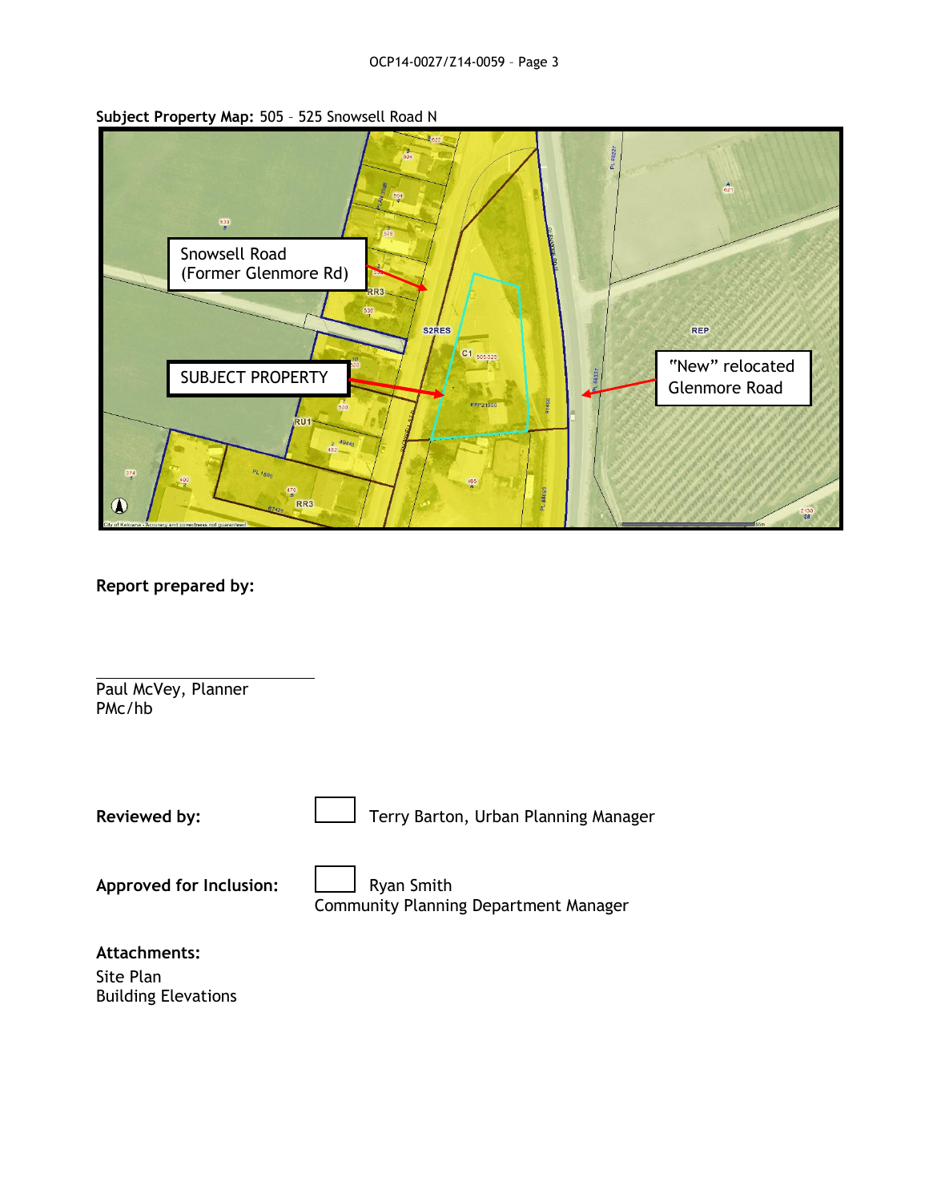**Subject Property Map:** 505 – 525 Snowsell Road N

Snowsell Road (Former Glenmore Rd)

SUBJECT PROPERTY

"New" relocated Glenmore Road

**Report prepared by:**

Paul McVey, Planner
PMc/hb

**Reviewed by:** Terry Barton, Urban Planning Manager

**Approved for Inclusion:** Ryan Smith
Community Planning Department Manager

**Attachments:**

Site Plan
Building Elevations